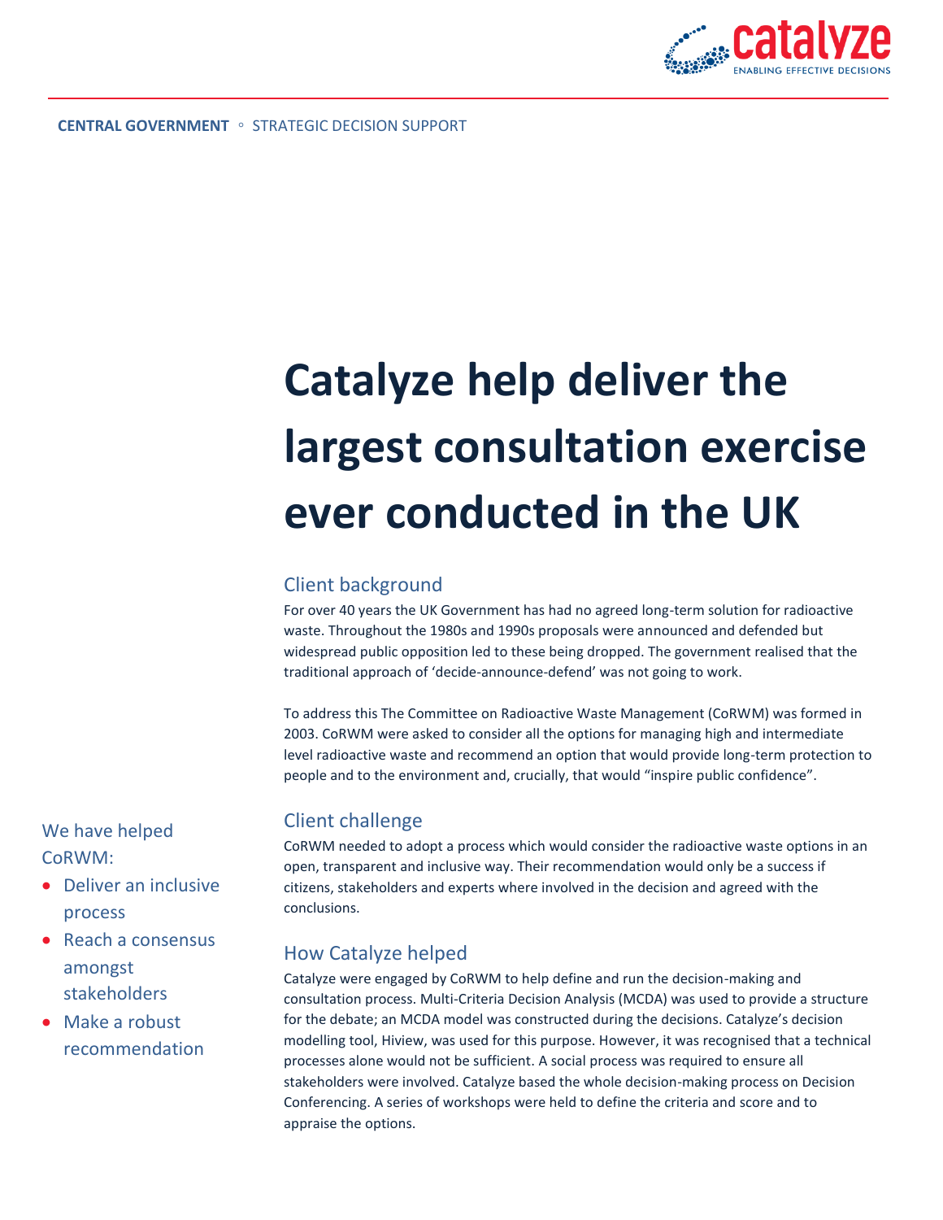CENTRAL GOVERNMENT ◦ STRATEGIC DECISION SUPPORT

# Catalyze help deliver the largest consultation exercise ever conducted in the UK

## Client background

For over 40 years the UK Government has had no agreed long-term solution for radioactive waste. Throughout the 1980s and 1990s proposals were announced and defended but widespread public opposition led to these being dropped. The government realised that the traditional approach of 'decide-announce-defend' was not going to work.

To address this The Committee on Radioactive Waste Management (CoRWM) was formed in 2003. CoRWM were asked to consider all the options for managing high and intermediate level radioactive waste and recommend an option that would provide long-term protection to people and to the environment and, crucially, that would "inspire public confidence".

## Client challenge

CoRWM needed to adopt a process which would consider the radioactive waste options in an open, transparent and inclusive way. Their recommendation would only be a success if citizens, stakeholders and experts where involved in the decision and agreed with the conclusions.

## How Catalyze helped

Catalyze were engaged by CoRWM to help define and run the decision-making and consultation process. Multi-Criteria Decision Analysis (MCDA) was used to provide a structure for the debate; an MCDA model was constructed during the decisions. Catalyze's decision modelling tool, Hiview, was used for this purpose. However, it was recognised that a technical processes alone would not be sufficient. A social process was required to ensure all stakeholders were involved. Catalyze based the whole decision-making process on Decision Conferencing. A series of workshops were held to define the criteria and score and to appraise the options.

We have helped CoRWM:

- Deliver an inclusive process
- Reach a consensus amongst stakeholders
- Make a robust recommendation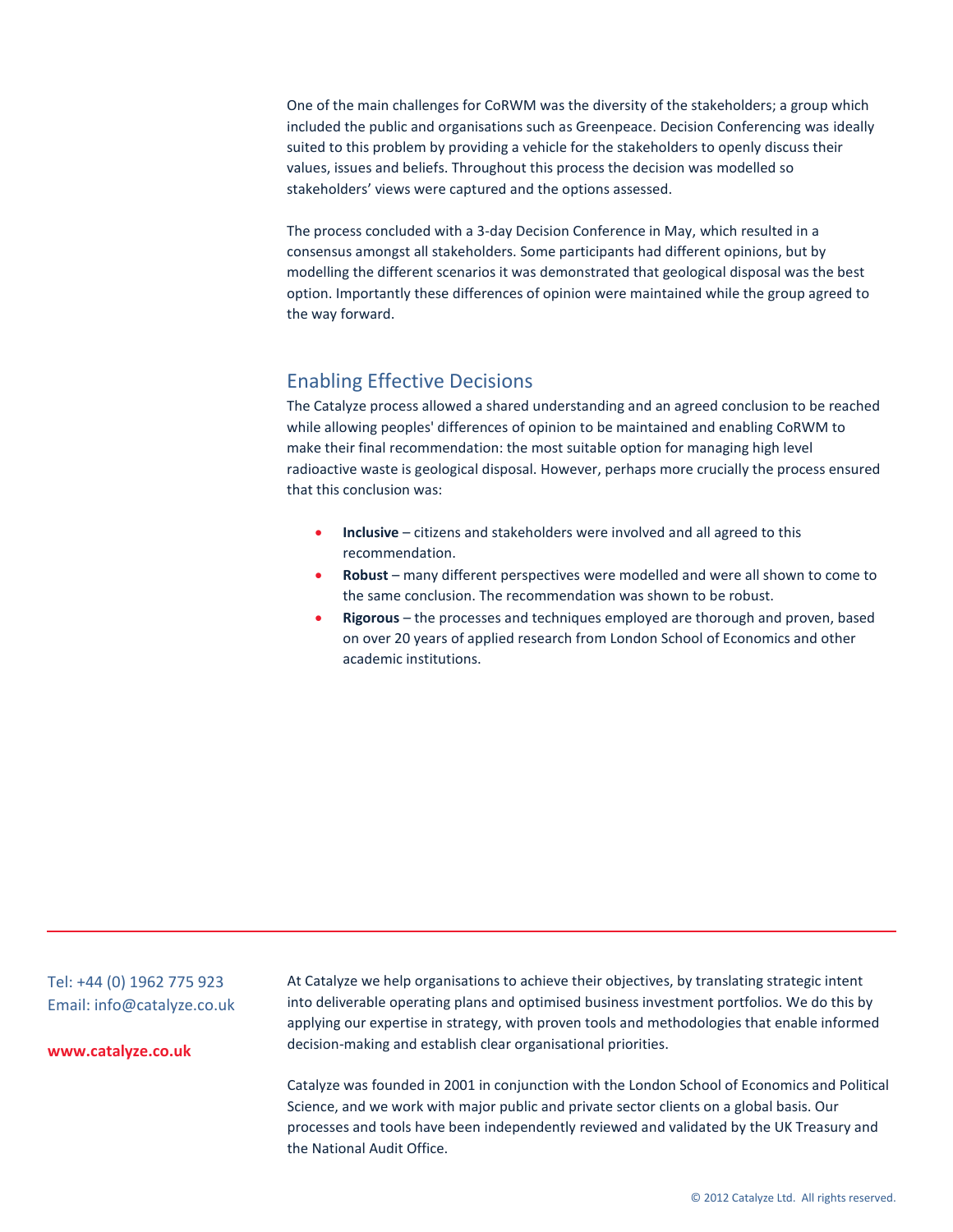One of the main challenges for CoRWM was the diversity of the stakeholders; a group which included the public and organisations such as Greenpeace. Decision Conferencing was ideally suited to this problem by providing a vehicle for the stakeholders to openly discuss their values, issues and beliefs. Throughout this process the decision was modelled so stakeholders' views were captured and the options assessed.

The process concluded with a 3-day Decision Conference in May, which resulted in a consensus amongst all stakeholders. Some participants had different opinions, but by modelling the different scenarios it was demonstrated that geological disposal was the best option. Importantly these differences of opinion were maintained while the group agreed to the way forward.

## Enabling Effective Decisions

The Catalyze process allowed a shared understanding and an agreed conclusion to be reached while allowing peoples' differences of opinion to be maintained and enabling CoRWM to make their final recommendation: the most suitable option for managing high level radioactive waste is geological disposal. However, perhaps more crucially the process ensured that this conclusion was:

- **Inclusive** – citizens and stakeholders were involved and all agreed to this recommendation.
- **Robust** – many different perspectives were modelled and were all shown to come to the same conclusion. The recommendation was shown to be robust.
- **Rigorous** – the processes and techniques employed are thorough and proven, based on over 20 years of applied research from London School of Economics and other academic institutions.

---

Tel: +44 (0) 1962 775 923
Email: info@catalyze.co.uk

**www.catalyze.co.uk**

At Catalyze we help organisations to achieve their objectives, by translating strategic intent into deliverable operating plans and optimised business investment portfolios. We do this by applying our expertise in strategy, with proven tools and methodologies that enable informed decision-making and establish clear organisational priorities.

Catalyze was founded in 2001 in conjunction with the London School of Economics and Political Science, and we work with major public and private sector clients on a global basis. Our processes and tools have been independently reviewed and validated by the UK Treasury and the National Audit Office.

© 2012 Catalyze Ltd. All rights reserved.